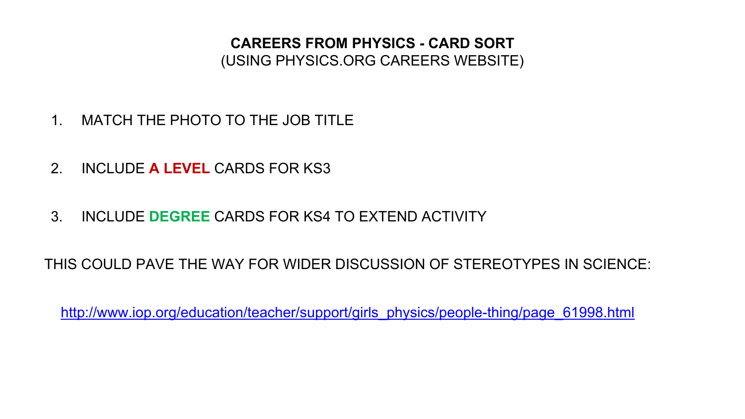# CAREERS FROM PHYSICS - CARD SORT

(USING PHYSICS.ORG CAREERS WEBSITE)

1. MATCH THE PHOTO TO THE JOB TITLE
2. INCLUDE **A LEVEL** CARDS FOR KS3
3. INCLUDE **DEGREE** CARDS FOR KS4 TO EXTEND ACTIVITY

THIS COULD PAVE THE WAY FOR WIDER DISCUSSION OF STEREOTYPES IN SCIENCE:

http://www.iop.org/education/teacher/support/girls_physics/people-thing/page_61998.html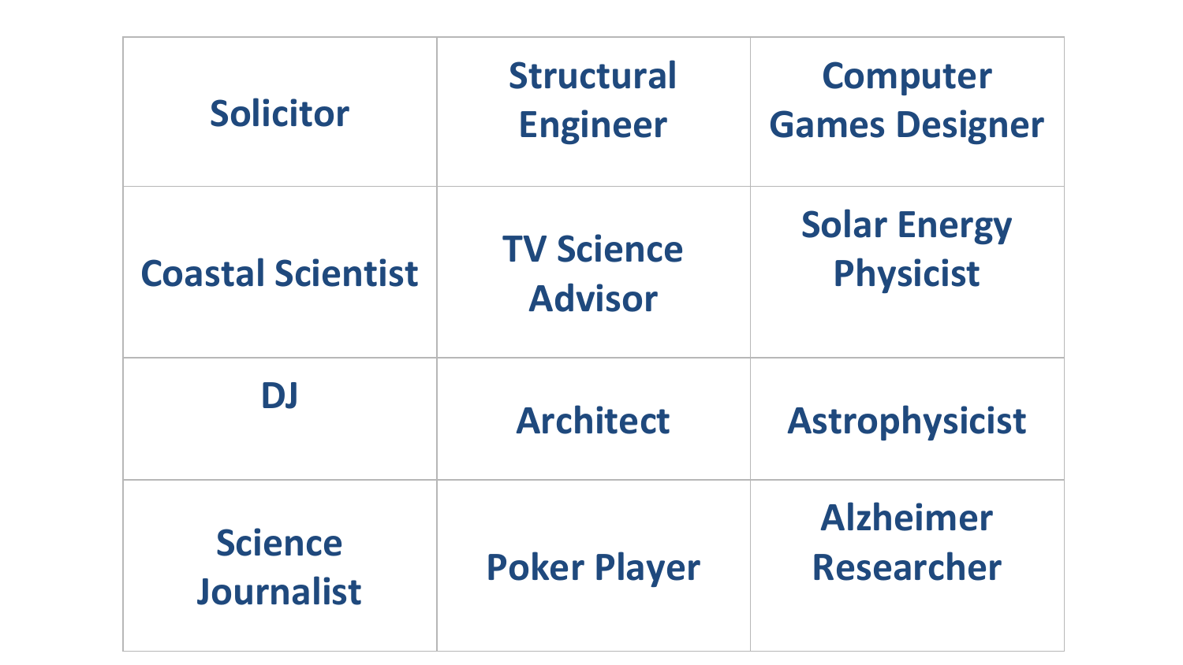| | | |
|---|---|---|
| Solicitor | Structural Engineer | Computer Games Designer |
| Coastal Scientist | TV Science Advisor | Solar Energy Physicist |
| DJ | Architect | Astrophysicist |
| Science Journalist | Poker Player | Alzheimer Researcher |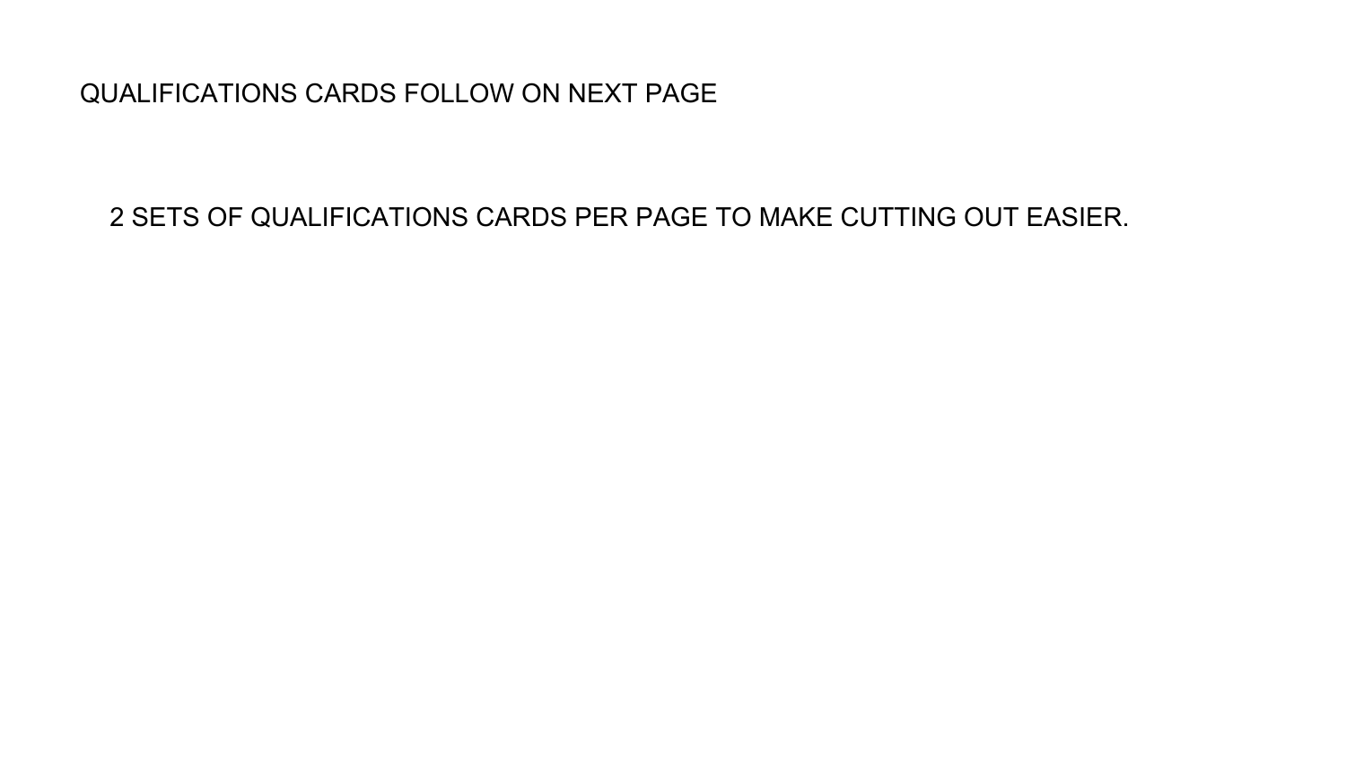QUALIFICATIONS CARDS FOLLOW ON NEXT PAGE

2 SETS OF QUALIFICATIONS CARDS PER PAGE TO MAKE CUTTING OUT EASIER.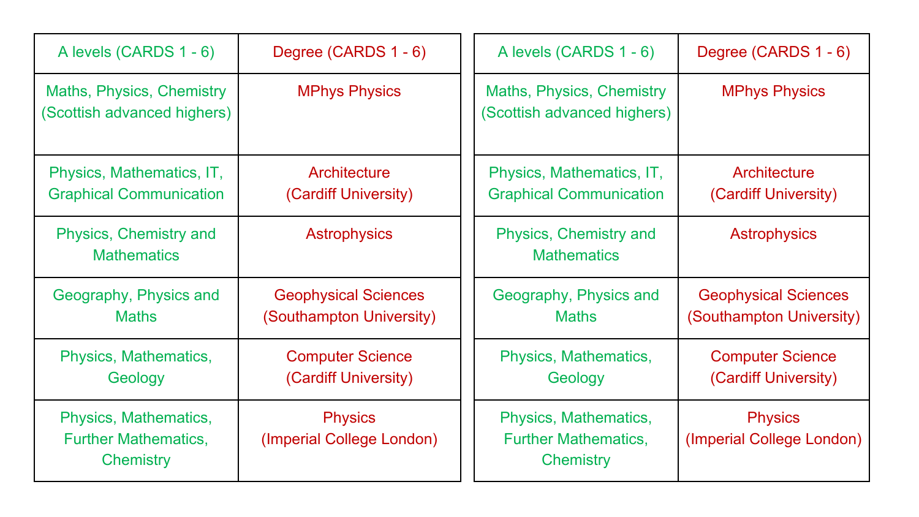| A levels (CARDS 1 - 6) | Degree (CARDS 1 - 6) |
| --- | --- |
| Maths, Physics, Chemistry (Scottish advanced highers) | MPhys Physics |
| Physics, Mathematics, IT, Graphical Communication | Architecture (Cardiff University) |
| Physics, Chemistry and Mathematics | Astrophysics |
| Geography, Physics and Maths | Geophysical Sciences (Southampton University) |
| Physics, Mathematics, Geology | Computer Science (Cardiff University) |
| Physics, Mathematics, Further Mathematics, Chemistry | Physics (Imperial College London) |

| A levels (CARDS 1 - 6) | Degree (CARDS 1 - 6) |
| --- | --- |
| Maths, Physics, Chemistry (Scottish advanced highers) | MPhys Physics |
| Physics, Mathematics, IT, Graphical Communication | Architecture (Cardiff University) |
| Physics, Chemistry and Mathematics | Astrophysics |
| Geography, Physics and Maths | Geophysical Sciences (Southampton University) |
| Physics, Mathematics, Geology | Computer Science (Cardiff University) |
| Physics, Mathematics, Further Mathematics, Chemistry | Physics (Imperial College London) |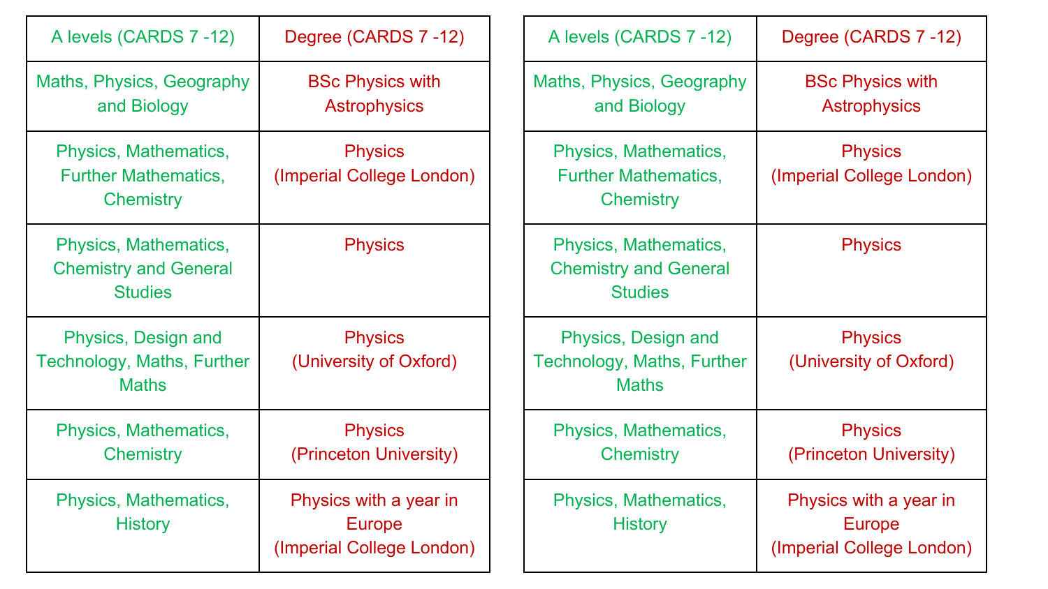| A levels (CARDS 7 -12) | Degree (CARDS 7 -12) |
| --- | --- |
| Maths, Physics, Geography and Biology | BSc Physics with Astrophysics |
| Physics, Mathematics, Further Mathematics, Chemistry | Physics (Imperial College London) |
| Physics, Mathematics, Chemistry and General Studies | Physics |
| Physics, Design and Technology, Maths, Further Maths | Physics (University of Oxford) |
| Physics, Mathematics, Chemistry | Physics (Princeton University) |
| Physics, Mathematics, History | Physics with a year in Europe (Imperial College London) |

| A levels (CARDS 7 -12) | Degree (CARDS 7 -12) |
| --- | --- |
| Maths, Physics, Geography and Biology | BSc Physics with Astrophysics |
| Physics, Mathematics, Further Mathematics, Chemistry | Physics (Imperial College London) |
| Physics, Mathematics, Chemistry and General Studies | Physics |
| Physics, Design and Technology, Maths, Further Maths | Physics (University of Oxford) |
| Physics, Mathematics, Chemistry | Physics (Princeton University) |
| Physics, Mathematics, History | Physics with a year in Europe (Imperial College London) |